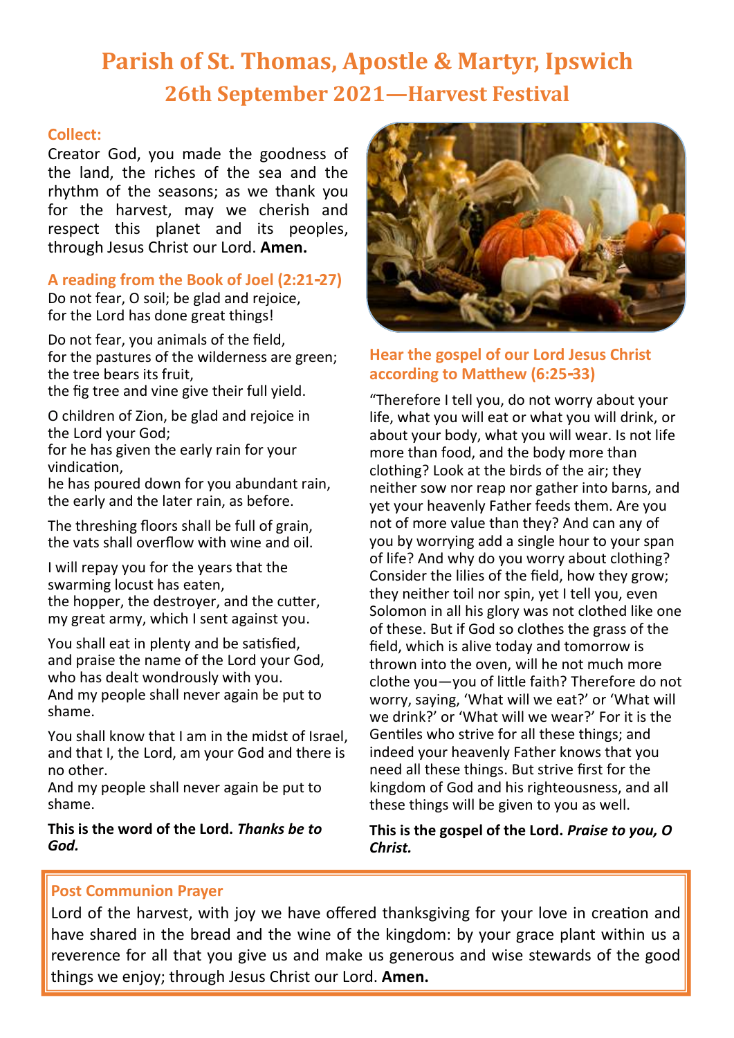# Parish of St. Thomas, Apostle & Martyr, Ipswich

## 26th September 2021—Harvest Festival

### Collect:

Creator God, you made the goodness of the land, the riches of the sea and the rhythm of the seasons; as we thank you for the harvest, may we cherish and respect this planet and its peoples, through Jesus Christ our Lord. **Amen.**

### A reading from the Book of Joel (2:21-27)

Do not fear, O soil; be glad and rejoice,
for the Lord has done great things!

Do not fear, you animals of the field,
for the pastures of the wilderness are green;
the tree bears its fruit,
the fig tree and vine give their full yield.

O children of Zion, be glad and rejoice in the Lord your God;
for he has given the early rain for your vindication,
he has poured down for you abundant rain,
the early and the later rain, as before.

The threshing floors shall be full of grain,
the vats shall overflow with wine and oil.

I will repay you for the years that the swarming locust has eaten,
the hopper, the destroyer, and the cutter,
my great army, which I sent against you.

You shall eat in plenty and be satisfied,
and praise the name of the Lord your God,
who has dealt wondrously with you.
And my people shall never again be put to shame.

You shall know that I am in the midst of Israel,
and that I, the Lord, am your God and there is no other.
And my people shall never again be put to shame.

**This is the word of the Lord.** ***Thanks be to God.***

### Hear the gospel of our Lord Jesus Christ according to Matthew (6:25-33)

"Therefore I tell you, do not worry about your life, what you will eat or what you will drink, or about your body, what you will wear. Is not life more than food, and the body more than clothing? Look at the birds of the air; they neither sow nor reap nor gather into barns, and yet your heavenly Father feeds them. Are you not of more value than they? And can any of you by worrying add a single hour to your span of life? And why do you worry about clothing? Consider the lilies of the field, how they grow; they neither toil nor spin, yet I tell you, even Solomon in all his glory was not clothed like one of these. But if God so clothes the grass of the field, which is alive today and tomorrow is thrown into the oven, will he not much more clothe you—you of little faith? Therefore do not worry, saying, 'What will we eat?' or 'What will we drink?' or 'What will we wear?' For it is the Gentiles who strive for all these things; and indeed your heavenly Father knows that you need all these things. But strive first for the kingdom of God and his righteousness, and all these things will be given to you as well.

**This is the gospel of the Lord.** ***Praise to you, O Christ.***

### Post Communion Prayer

Lord of the harvest, with joy we have offered thanksgiving for your love in creation and have shared in the bread and the wine of the kingdom: by your grace plant within us a reverence for all that you give us and make us generous and wise stewards of the good things we enjoy; through Jesus Christ our Lord. **Amen.**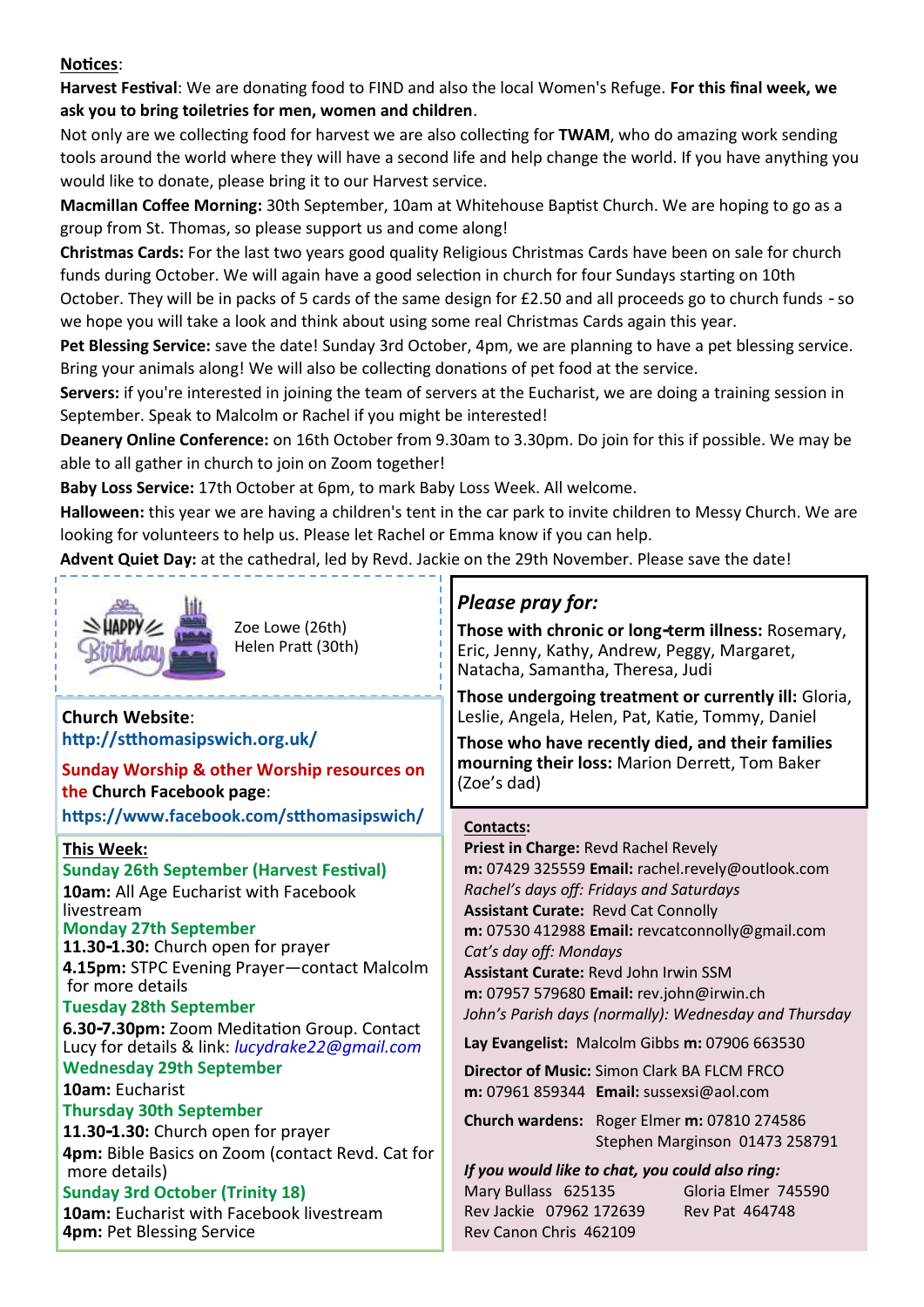**Notices**:

**Harvest Festival**: We are donating food to FIND and also the local Women's Refuge. **For this final week, we ask you to bring toiletries for men, women and children**.

Not only are we collecting food for harvest we are also collecting for **TWAM**, who do amazing work sending tools around the world where they will have a second life and help change the world. If you have anything you would like to donate, please bring it to our Harvest service.

**Macmillan Coffee Morning:** 30th September, 10am at Whitehouse Baptist Church. We are hoping to go as a group from St. Thomas, so please support us and come along!

**Christmas Cards:** For the last two years good quality Religious Christmas Cards have been on sale for church funds during October. We will again have a good selection in church for four Sundays starting on 10th October. They will be in packs of 5 cards of the same design for £2.50 and all proceeds go to church funds - so we hope you will take a look and think about using some real Christmas Cards again this year.

**Pet Blessing Service:** save the date! Sunday 3rd October, 4pm, we are planning to have a pet blessing service. Bring your animals along! We will also be collecting donations of pet food at the service.

**Servers:** if you're interested in joining the team of servers at the Eucharist, we are doing a training session in September. Speak to Malcolm or Rachel if you might be interested!

**Deanery Online Conference:** on 16th October from 9.30am to 3.30pm. Do join for this if possible. We may be able to all gather in church to join on Zoom together!

**Baby Loss Service:** 17th October at 6pm, to mark Baby Loss Week. All welcome.

**Halloween:** this year we are having a children's tent in the car park to invite children to Messy Church. We are looking for volunteers to help us. Please let Rachel or Emma know if you can help.

**Advent Quiet Day:** at the cathedral, led by Revd. Jackie on the 29th November. Please save the date!

Happy Birthday

Zoe Lowe (26th)
Helen Pratt (30th)

**Church Website**:
**http://stthomasipswich.org.uk/**

**Sunday Worship & other Worship resources on the Church Facebook page**:
**https://www.facebook.com/stthomasipswich/**

**This Week:**

**Sunday 26th September (Harvest Festival)**
**10am:** All Age Eucharist with Facebook livestream

**Monday 27th September**
**11.30-1.30:** Church open for prayer
**4.15pm:** STPC Evening Prayer—contact Malcolm for more details

**Tuesday 28th September**
**6.30-7.30pm:** Zoom Meditation Group. Contact Lucy for details & link: *lucydrake22@gmail.com*

**Wednesday 29th September**
**10am:** Eucharist

**Thursday 30th September**
**11.30-1.30:** Church open for prayer
**4pm:** Bible Basics on Zoom (contact Revd. Cat for more details)

**Sunday 3rd October (Trinity 18)**
**10am:** Eucharist with Facebook livestream
**4pm:** Pet Blessing Service

*Please pray for:*

**Those with chronic or long-term illness:** Rosemary, Eric, Jenny, Kathy, Andrew, Peggy, Margaret, Natacha, Samantha, Theresa, Judi

**Those undergoing treatment or currently ill:** Gloria, Leslie, Angela, Helen, Pat, Katie, Tommy, Daniel

**Those who have recently died, and their families mourning their loss:** Marion Derrett, Tom Baker (Zoe's dad)

**Contacts:**

**Priest in Charge:** Revd Rachel Revely
**m:** 07429 325559 **Email:** rachel.revely@outlook.com
*Rachel's days off: Fridays and Saturdays*

**Assistant Curate:** Revd Cat Connolly
**m:** 07530 412988 **Email:** revcatconnolly@gmail.com
*Cat's day off: Mondays*

**Assistant Curate:** Revd John Irwin SSM
**m:** 07957 579680 **Email:** rev.john@irwin.ch
*John's Parish days (normally): Wednesday and Thursday*

**Lay Evangelist:** Malcolm Gibbs **m:** 07906 663530

**Director of Music:** Simon Clark BA FLCM FRCO
**m:** 07961 859344 **Email:** sussexsi@aol.com

**Church wardens:** Roger Elmer **m:** 07810 274586
Stephen Marginson 01473 258791

***If you would like to chat, you could also ring:***

Mary Bullass 625135
Gloria Elmer 745590
Rev Jackie 07962 172639
Rev Pat 464748
Rev Canon Chris 462109